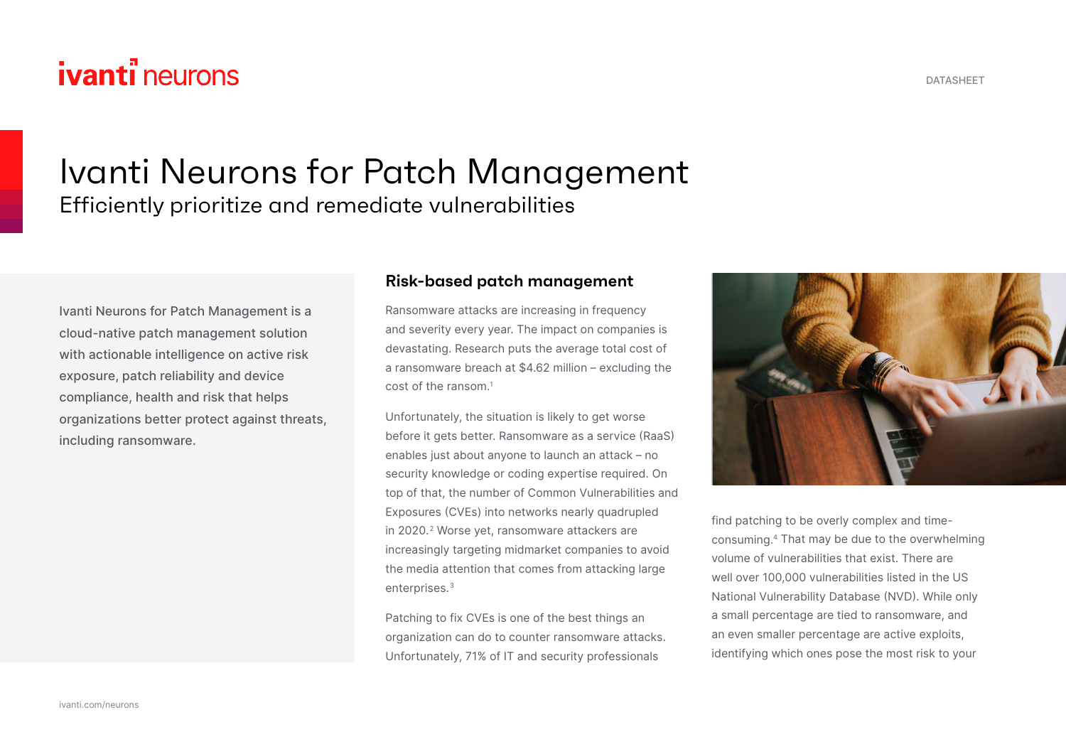DATASHEET

# Ivanti Neurons for Patch Management

Efficiently prioritize and remediate vulnerabilities

Ivanti Neurons for Patch Management is a cloud-native patch management solution with actionable intelligence on active risk exposure, patch reliability and device compliance, health and risk that helps organizations better protect against threats, including ransomware.

## Risk-based patch management

Ransomware attacks are increasing in frequency and severity every year. The impact on companies is devastating. Research puts the average total cost of a ransomware breach at $4.62 million – excluding the cost of the ransom.[1]

Unfortunately, the situation is likely to get worse before it gets better. Ransomware as a service (RaaS) enables just about anyone to launch an attack – no security knowledge or coding expertise required. On top of that, the number of Common Vulnerabilities and Exposures (CVEs) into networks nearly quadrupled in 2020.[2] Worse yet, ransomware attackers are increasingly targeting midmarket companies to avoid the media attention that comes from attacking large enterprises.[3]

Patching to fix CVEs is one of the best things an organization can do to counter ransomware attacks. Unfortunately, 71% of IT and security professionals find patching to be overly complex and time-consuming.[4] That may be due to the overwhelming volume of vulnerabilities that exist. There are well over 100,000 vulnerabilities listed in the US National Vulnerability Database (NVD). While only a small percentage are tied to ransomware, and an even smaller percentage are active exploits, identifying which ones pose the most risk to your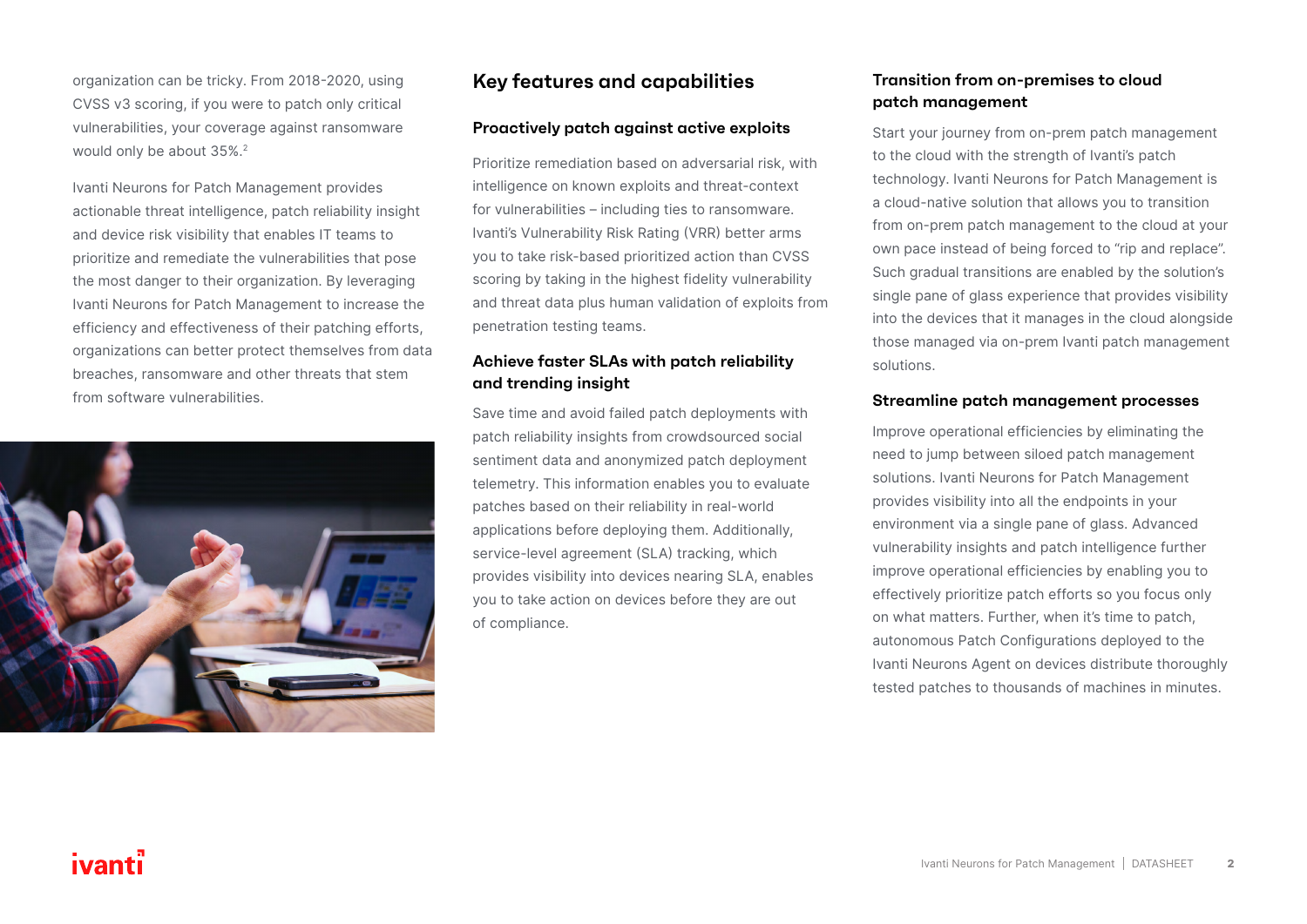organization can be tricky. From 2018-2020, using CVSS v3 scoring, if you were to patch only critical vulnerabilities, your coverage against ransomware would only be about 35%.[2]

Ivanti Neurons for Patch Management provides actionable threat intelligence, patch reliability insight and device risk visibility that enables IT teams to prioritize and remediate the vulnerabilities that pose the most danger to their organization. By leveraging Ivanti Neurons for Patch Management to increase the efficiency and effectiveness of their patching efforts, organizations can better protect themselves from data breaches, ransomware and other threats that stem from software vulnerabilities.

## Key features and capabilities

### Proactively patch against active exploits

Prioritize remediation based on adversarial risk, with intelligence on known exploits and threat-context for vulnerabilities – including ties to ransomware. Ivanti's Vulnerability Risk Rating (VRR) better arms you to take risk-based prioritized action than CVSS scoring by taking in the highest fidelity vulnerability and threat data plus human validation of exploits from penetration testing teams.

### Achieve faster SLAs with patch reliability and trending insight

Save time and avoid failed patch deployments with patch reliability insights from crowdsourced social sentiment data and anonymized patch deployment telemetry. This information enables you to evaluate patches based on their reliability in real-world applications before deploying them. Additionally, service-level agreement (SLA) tracking, which provides visibility into devices nearing SLA, enables you to take action on devices before they are out of compliance.

### Transition from on-premises to cloud patch management

Start your journey from on-prem patch management to the cloud with the strength of Ivanti's patch technology. Ivanti Neurons for Patch Management is a cloud-native solution that allows you to transition from on-prem patch management to the cloud at your own pace instead of being forced to "rip and replace". Such gradual transitions are enabled by the solution's single pane of glass experience that provides visibility into the devices that it manages in the cloud alongside those managed via on-prem Ivanti patch management solutions.

### Streamline patch management processes

Improve operational efficiencies by eliminating the need to jump between siloed patch management solutions. Ivanti Neurons for Patch Management provides visibility into all the endpoints in your environment via a single pane of glass. Advanced vulnerability insights and patch intelligence further improve operational efficiencies by enabling you to effectively prioritize patch efforts so you focus only on what matters. Further, when it's time to patch, autonomous Patch Configurations deployed to the Ivanti Neurons Agent on devices distribute thoroughly tested patches to thousands of machines in minutes.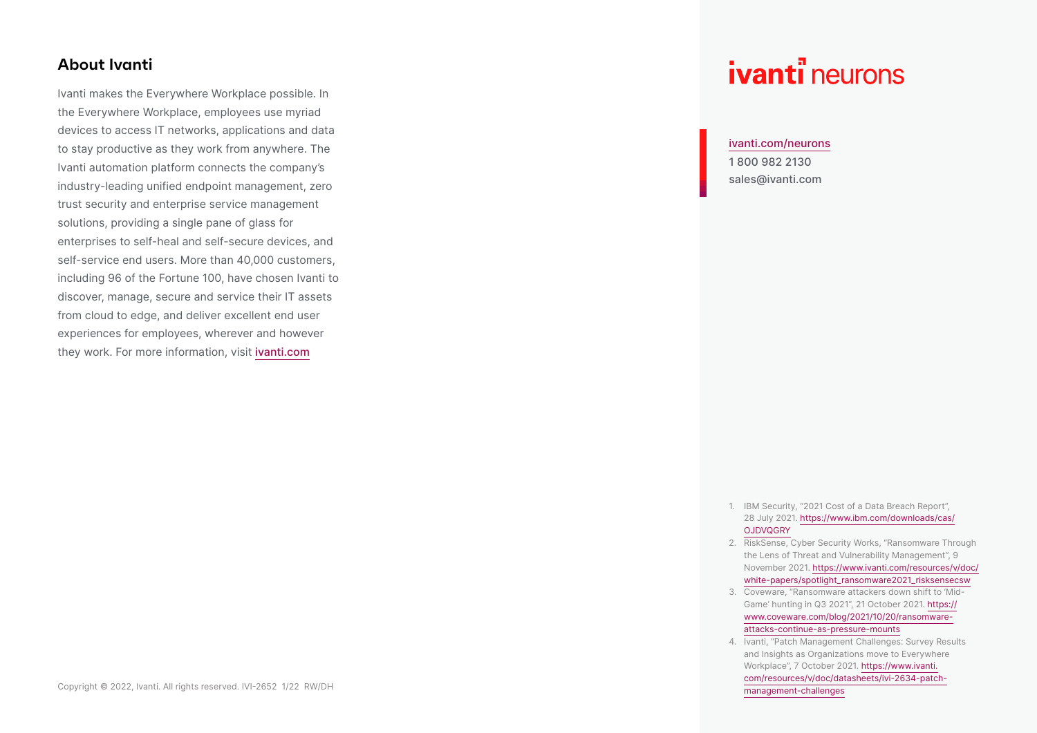## About Ivanti

Ivanti makes the Everywhere Workplace possible. In the Everywhere Workplace, employees use myriad devices to access IT networks, applications and data to stay productive as they work from anywhere. The Ivanti automation platform connects the company's industry-leading unified endpoint management, zero trust security and enterprise service management solutions, providing a single pane of glass for enterprises to self-heal and self-secure devices, and self-service end users. More than 40,000 customers, including 96 of the Fortune 100, have chosen Ivanti to discover, manage, secure and service their IT assets from cloud to edge, and deliver excellent end user experiences for employees, wherever and however they work. For more information, visit ivanti.com

Copyright © 2022, Ivanti. All rights reserved. IVI-2652 1/22 RW/DH

ivanti neurons

ivanti.com/neurons
1 800 982 2130
sales@ivanti.com

1. IBM Security, "2021 Cost of a Data Breach Report", 28 July 2021. https://www.ibm.com/downloads/cas/OJDVQGRY
2. RiskSense, Cyber Security Works, "Ransomware Through the Lens of Threat and Vulnerability Management", 9 November 2021. https://www.ivanti.com/resources/v/doc/white-papers/spotlight_ransomware2021_risksensecsw
3. Coveware, "Ransomware attackers down shift to 'Mid-Game' hunting in Q3 2021", 21 October 2021. https://www.coveware.com/blog/2021/10/20/ransomware-attacks-continue-as-pressure-mounts
4. Ivanti, "Patch Management Challenges: Survey Results and Insights as Organizations move to Everywhere Workplace", 7 October 2021. https://www.ivanti.com/resources/v/doc/datasheets/ivi-2634-patch-management-challenges